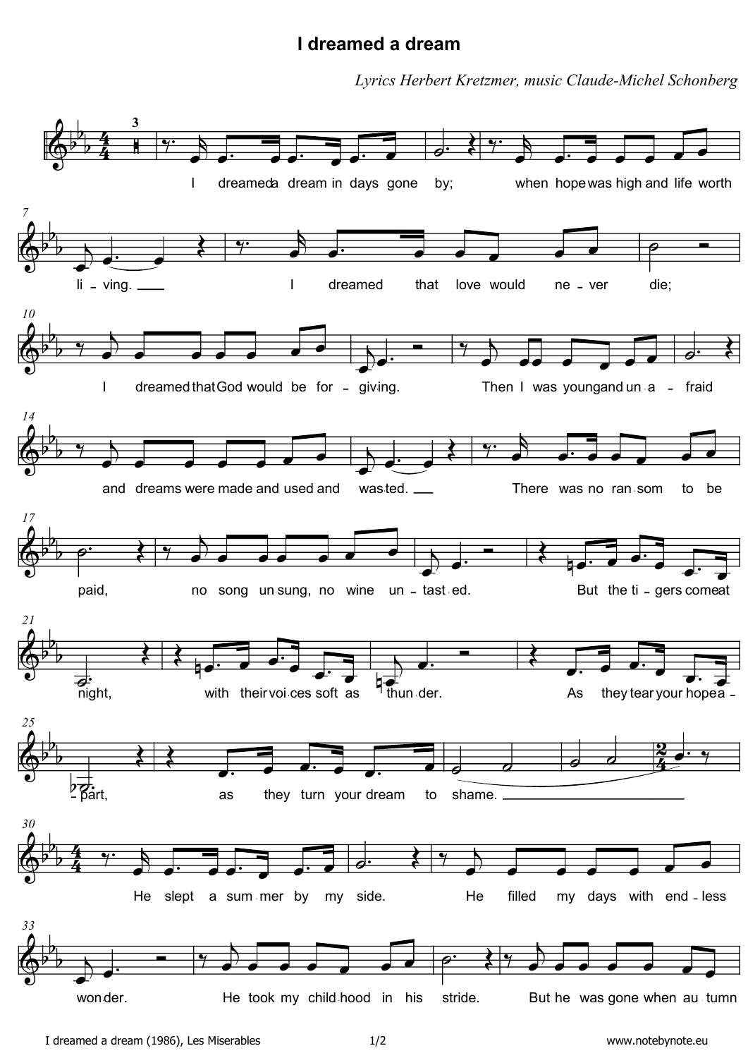# I dreamed a dream

*Lyrics Herbert Kretzmer, music Claude-Michel Schonberg*

I dreamed a dream in days gone by; when hope was high and life worth li - ving.

I dreamed that love would ne - ver die;

I dreamed that God would be for - giv-ing.

Then I was young and un - a - fraid and dreams were made and used and was-ted.

There was no ran-som to be paid, no song un-sung, no wine un - tast-ed.

But the ti - gers come at night, with their voi-ces soft as thun-der.

As they tear your hope a - part, as they turn your dream to shame.

He slept a sum-mer by my side. He filled my days with end - less won-der.

He took my child-hood in his stride. But he was gone when au-tumn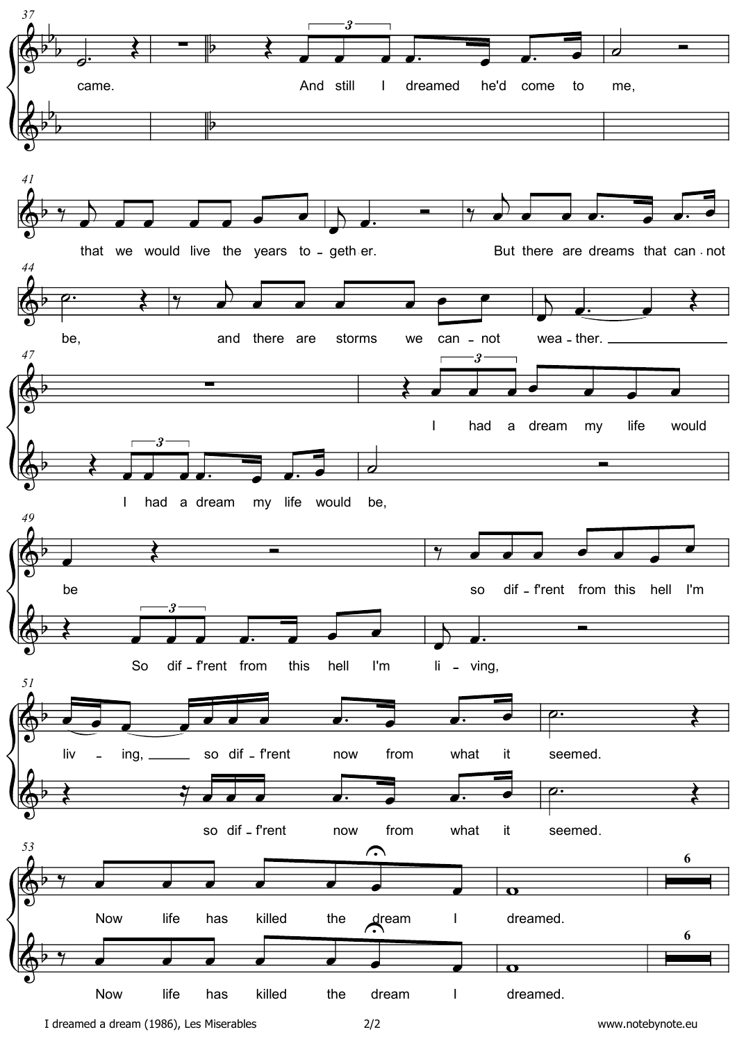came.

And still I dreamed he'd come to me,

that we would live the years to - geth er.

But there are dreams that can - not be,

and there are storms we can - not wea - ther.

I had a dream my life would be,

I had a dream my life would be

So dif - f'rent from this hell I'm li - ving,

so dif - f'rent from this hell I'm liv - ing,

so dif - f'rent now from what it seemed.

so dif - f'rent now from what it seemed.

Now life has killed the dream I dreamed.

Now life has killed the dream I dreamed.